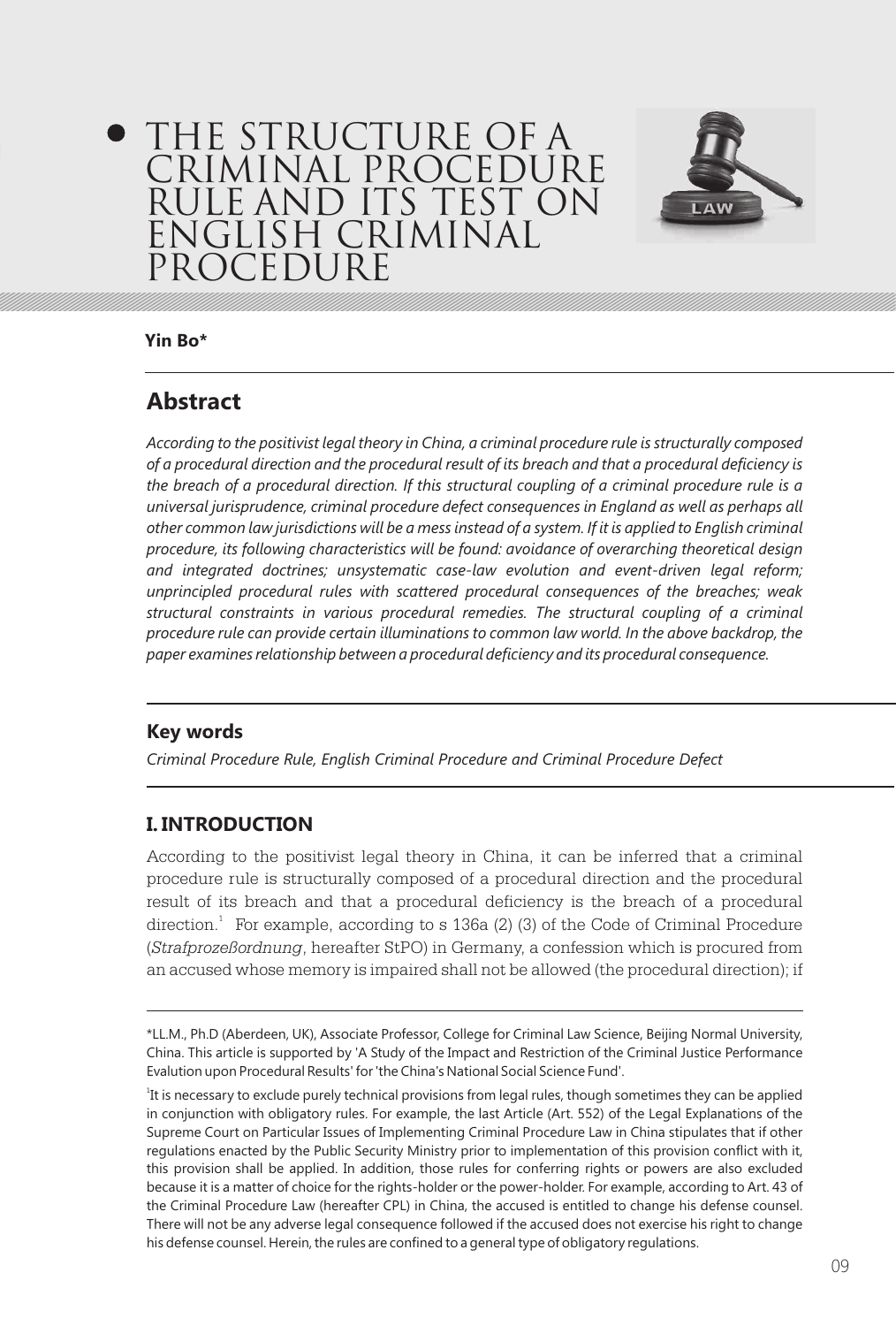# THE STRUCTURE OF A CRIMINAL PROCEDURE RULE AND ITS TEST ON ENGLISH CRIMINAL PROCEDURE

**Yin Bo***

## Abstract

*According to the positivist legal theory in China, a criminal procedure rule is structurally composed of a procedural direction and the procedural result of its breach and that a procedural deficiency is the breach of a procedural direction. If this structural coupling of a criminal procedure rule is a universal jurisprudence, criminal procedure defect consequences in England as well as perhaps all other common law jurisdictions will be a mess instead of a system. If it is applied to English criminal procedure, its following characteristics will be found: avoidance of overarching theoretical design and integrated doctrines; unsystematic case-law evolution and event-driven legal reform; unprincipled procedural rules with scattered procedural consequences of the breaches; weak structural constraints in various procedural remedies. The structural coupling of a criminal procedure rule can provide certain illuminations to common law world. In the above backdrop, the paper examines relationship between a procedural deficiency and its procedural consequence.*

## Key words

*Criminal Procedure Rule, English Criminal Procedure and Criminal Procedure Defect*

## I. INTRODUCTION

According to the positivist legal theory in China, it can be inferred that a criminal procedure rule is structurally composed of a procedural direction and the procedural result of its breach and that a procedural deficiency is the breach of a procedural direction.[1] For example, according to s 136a (2) (3) of the Code of Criminal Procedure (*Strafprozeßordnung*, hereafter StPO) in Germany, a confession which is procured from an accused whose memory is impaired shall not be allowed (the procedural direction); if

---

*LL.M., Ph.D (Aberdeen, UK), Associate Professor, College for Criminal Law Science, Beijing Normal University, China. This article is supported by 'A Study of the Impact and Restriction of the Criminal Justice Performance Evaluation upon Procedural Results' for 'the China's National Social Science Fund'.

[1]It is necessary to exclude purely technical provisions from legal rules, though sometimes they can be applied in conjunction with obligatory rules. For example, the last Article (Art. 552) of the Legal Explanations of the Supreme Court on Particular Issues of Implementing Criminal Procedure Law in China stipulates that if other regulations enacted by the Public Security Ministry prior to implementation of this provision conflict with it, this provision shall be applied. In addition, those rules for conferring rights or powers are also excluded because it is a matter of choice for the rights-holder or the power-holder. For example, according to Art. 43 of the Criminal Procedure Law (hereafter CPL) in China, the accused is entitled to change his defense counsel. There will not be any adverse legal consequence followed if the accused does not exercise his right to change his defense counsel. Herein, the rules are confined to a general type of obligatory regulations.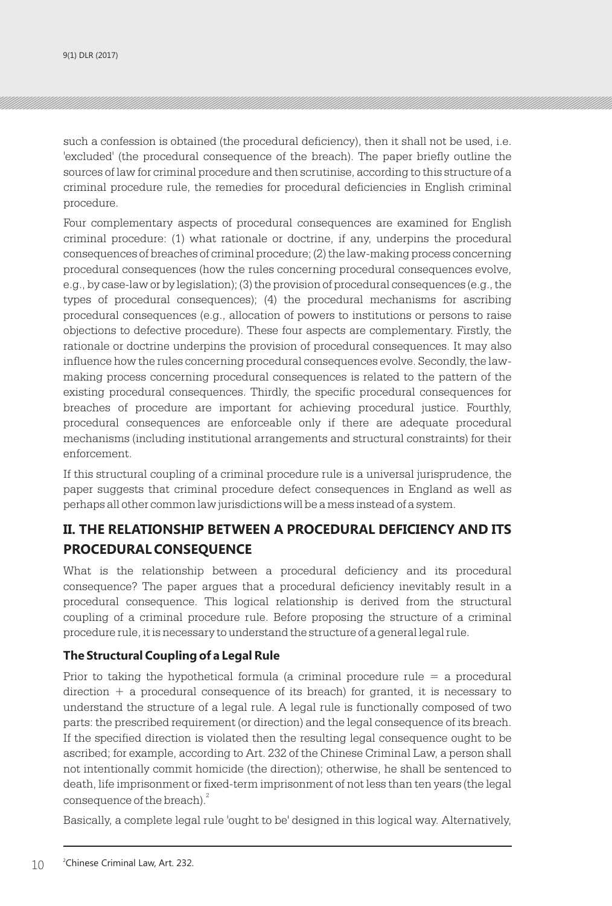such a confession is obtained (the procedural deficiency), then it shall not be used, i.e. 'excluded' (the procedural consequence of the breach). The paper briefly outline the sources of law for criminal procedure and then scrutinise, according to this structure of a criminal procedure rule, the remedies for procedural deficiencies in English criminal procedure.

Four complementary aspects of procedural consequences are examined for English criminal procedure: (1) what rationale or doctrine, if any, underpins the procedural consequences of breaches of criminal procedure; (2) the law-making process concerning procedural consequences (how the rules concerning procedural consequences evolve, e.g., by case-law or by legislation); (3) the provision of procedural consequences (e.g., the types of procedural consequences); (4) the procedural mechanisms for ascribing procedural consequences (e.g., allocation of powers to institutions or persons to raise objections to defective procedure). These four aspects are complementary. Firstly, the rationale or doctrine underpins the provision of procedural consequences. It may also influence how the rules concerning procedural consequences evolve. Secondly, the law-making process concerning procedural consequences is related to the pattern of the existing procedural consequences. Thirdly, the specific procedural consequences for breaches of procedure are important for achieving procedural justice. Fourthly, procedural consequences are enforceable only if there are adequate procedural mechanisms (including institutional arrangements and structural constraints) for their enforcement.

If this structural coupling of a criminal procedure rule is a universal jurisprudence, the paper suggests that criminal procedure defect consequences in England as well as perhaps all other common law jurisdictions will be a mess instead of a system.

## II. THE RELATIONSHIP BETWEEN A PROCEDURAL DEFICIENCY AND ITS PROCEDURAL CONSEQUENCE

What is the relationship between a procedural deficiency and its procedural consequence? The paper argues that a procedural deficiency inevitably result in a procedural consequence. This logical relationship is derived from the structural coupling of a criminal procedure rule. Before proposing the structure of a criminal procedure rule, it is necessary to understand the structure of a general legal rule.

### The Structural Coupling of a Legal Rule

Prior to taking the hypothetical formula (a criminal procedure rule = a procedural direction + a procedural consequence of its breach) for granted, it is necessary to understand the structure of a legal rule. A legal rule is functionally composed of two parts: the prescribed requirement (or direction) and the legal consequence of its breach. If the specified direction is violated then the resulting legal consequence ought to be ascribed; for example, according to Art. 232 of the Chinese Criminal Law, a person shall not intentionally commit homicide (the direction); otherwise, he shall be sentenced to death, life imprisonment or fixed-term imprisonment of not less than ten years (the legal consequence of the breach).[2]

Basically, a complete legal rule 'ought to be' designed in this logical way. Alternatively,

[2] Chinese Criminal Law, Art. 232.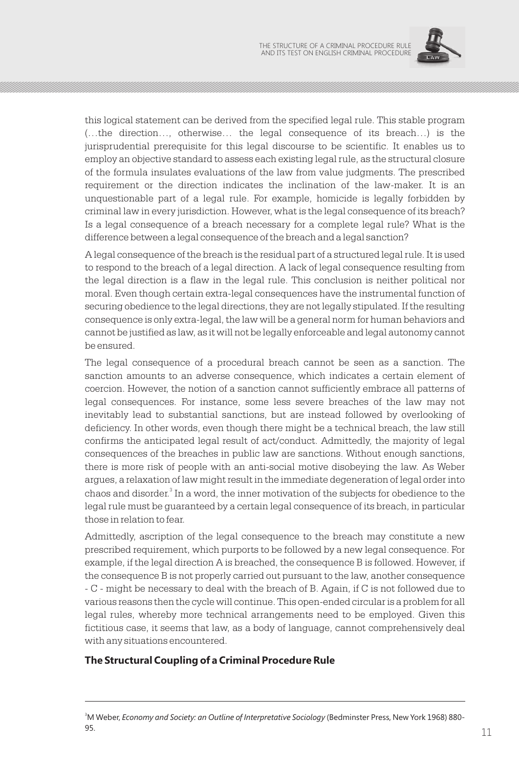this logical statement can be derived from the specified legal rule. This stable program (…the direction…, otherwise… the legal consequence of its breach…) is the jurisprudential prerequisite for this legal discourse to be scientific. It enables us to employ an objective standard to assess each existing legal rule, as the structural closure of the formula insulates evaluations of the law from value judgments. The prescribed requirement or the direction indicates the inclination of the law-maker. It is an unquestionable part of a legal rule. For example, homicide is legally forbidden by criminal law in every jurisdiction. However, what is the legal consequence of its breach? Is a legal consequence of a breach necessary for a complete legal rule? What is the difference between a legal consequence of the breach and a legal sanction?

A legal consequence of the breach is the residual part of a structured legal rule. It is used to respond to the breach of a legal direction. A lack of legal consequence resulting from the legal direction is a flaw in the legal rule. This conclusion is neither political nor moral. Even though certain extra-legal consequences have the instrumental function of securing obedience to the legal directions, they are not legally stipulated. If the resulting consequence is only extra-legal, the law will be a general norm for human behaviors and cannot be justified as law, as it will not be legally enforceable and legal autonomy cannot be ensured.

The legal consequence of a procedural breach cannot be seen as a sanction. The sanction amounts to an adverse consequence, which indicates a certain element of coercion. However, the notion of a sanction cannot sufficiently embrace all patterns of legal consequences. For instance, some less severe breaches of the law may not inevitably lead to substantial sanctions, but are instead followed by overlooking of deficiency. In other words, even though there might be a technical breach, the law still confirms the anticipated legal result of act/conduct. Admittedly, the majority of legal consequences of the breaches in public law are sanctions. Without enough sanctions, there is more risk of people with an anti-social motive disobeying the law. As Weber argues, a relaxation of law might result in the immediate degeneration of legal order into chaos and disorder.[3] In a word, the inner motivation of the subjects for obedience to the legal rule must be guaranteed by a certain legal consequence of its breach, in particular those in relation to fear.

Admittedly, ascription of the legal consequence to the breach may constitute a new prescribed requirement, which purports to be followed by a new legal consequence. For example, if the legal direction A is breached, the consequence B is followed. However, if the consequence B is not properly carried out pursuant to the law, another consequence - C - might be necessary to deal with the breach of B. Again, if C is not followed due to various reasons then the cycle will continue. This open-ended circular is a problem for all legal rules, whereby more technical arrangements need to be employed. Given this fictitious case, it seems that law, as a body of language, cannot comprehensively deal with any situations encountered.

## The Structural Coupling of a Criminal Procedure Rule

---

[3] M Weber, *Economy and Society: an Outline of Interpretative Sociology* (Bedminster Press, New York 1968) 880-95.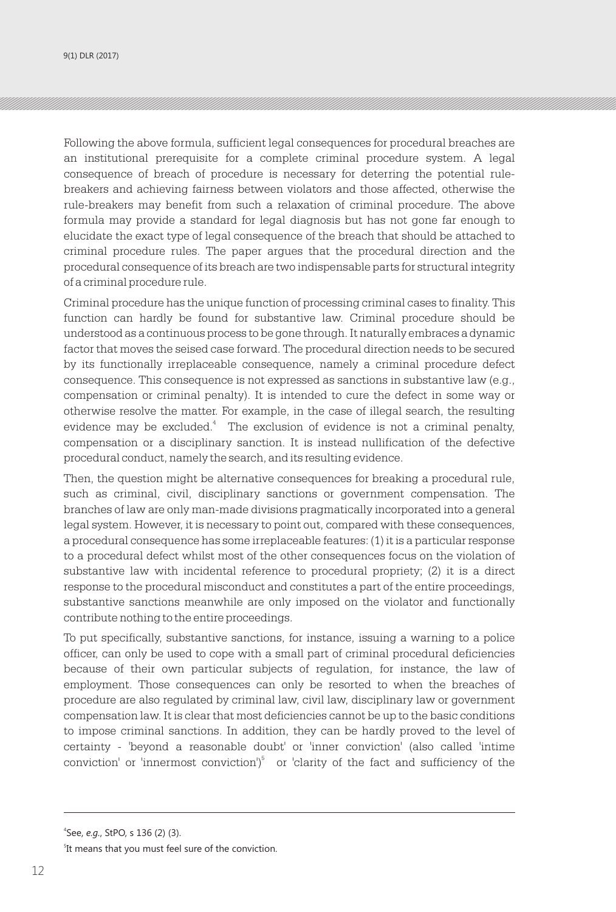Following the above formula, sufficient legal consequences for procedural breaches are an institutional prerequisite for a complete criminal procedure system. A legal consequence of breach of procedure is necessary for deterring the potential rule-breakers and achieving fairness between violators and those affected, otherwise the rule-breakers may benefit from such a relaxation of criminal procedure. The above formula may provide a standard for legal diagnosis but has not gone far enough to elucidate the exact type of legal consequence of the breach that should be attached to criminal procedure rules. The paper argues that the procedural direction and the procedural consequence of its breach are two indispensable parts for structural integrity of a criminal procedure rule.

Criminal procedure has the unique function of processing criminal cases to finality. This function can hardly be found for substantive law. Criminal procedure should be understood as a continuous process to be gone through. It naturally embraces a dynamic factor that moves the seised case forward. The procedural direction needs to be secured by its functionally irreplaceable consequence, namely a criminal procedure defect consequence. This consequence is not expressed as sanctions in substantive law (e.g., compensation or criminal penalty). It is intended to cure the defect in some way or otherwise resolve the matter. For example, in the case of illegal search, the resulting evidence may be excluded.[4] The exclusion of evidence is not a criminal penalty, compensation or a disciplinary sanction. It is instead nullification of the defective procedural conduct, namely the search, and its resulting evidence.

Then, the question might be alternative consequences for breaking a procedural rule, such as criminal, civil, disciplinary sanctions or government compensation. The branches of law are only man-made divisions pragmatically incorporated into a general legal system. However, it is necessary to point out, compared with these consequences, a procedural consequence has some irreplaceable features: (1) it is a particular response to a procedural defect whilst most of the other consequences focus on the violation of substantive law with incidental reference to procedural propriety; (2) it is a direct response to the procedural misconduct and constitutes a part of the entire proceedings, substantive sanctions meanwhile are only imposed on the violator and functionally contribute nothing to the entire proceedings.

To put specifically, substantive sanctions, for instance, issuing a warning to a police officer, can only be used to cope with a small part of criminal procedural deficiencies because of their own particular subjects of regulation, for instance, the law of employment. Those consequences can only be resorted to when the breaches of procedure are also regulated by criminal law, civil law, disciplinary law or government compensation law. It is clear that most deficiencies cannot be up to the basic conditions to impose criminal sanctions. In addition, they can be hardly proved to the level of certainty - 'beyond a reasonable doubt' or 'inner conviction' (also called 'intime conviction' or 'innermost conviction')[5] or 'clarity of the fact and sufficiency of the

---

[4] See, *e.g.*, StPO, s 136 (2) (3).

[5] It means that you must feel sure of the conviction.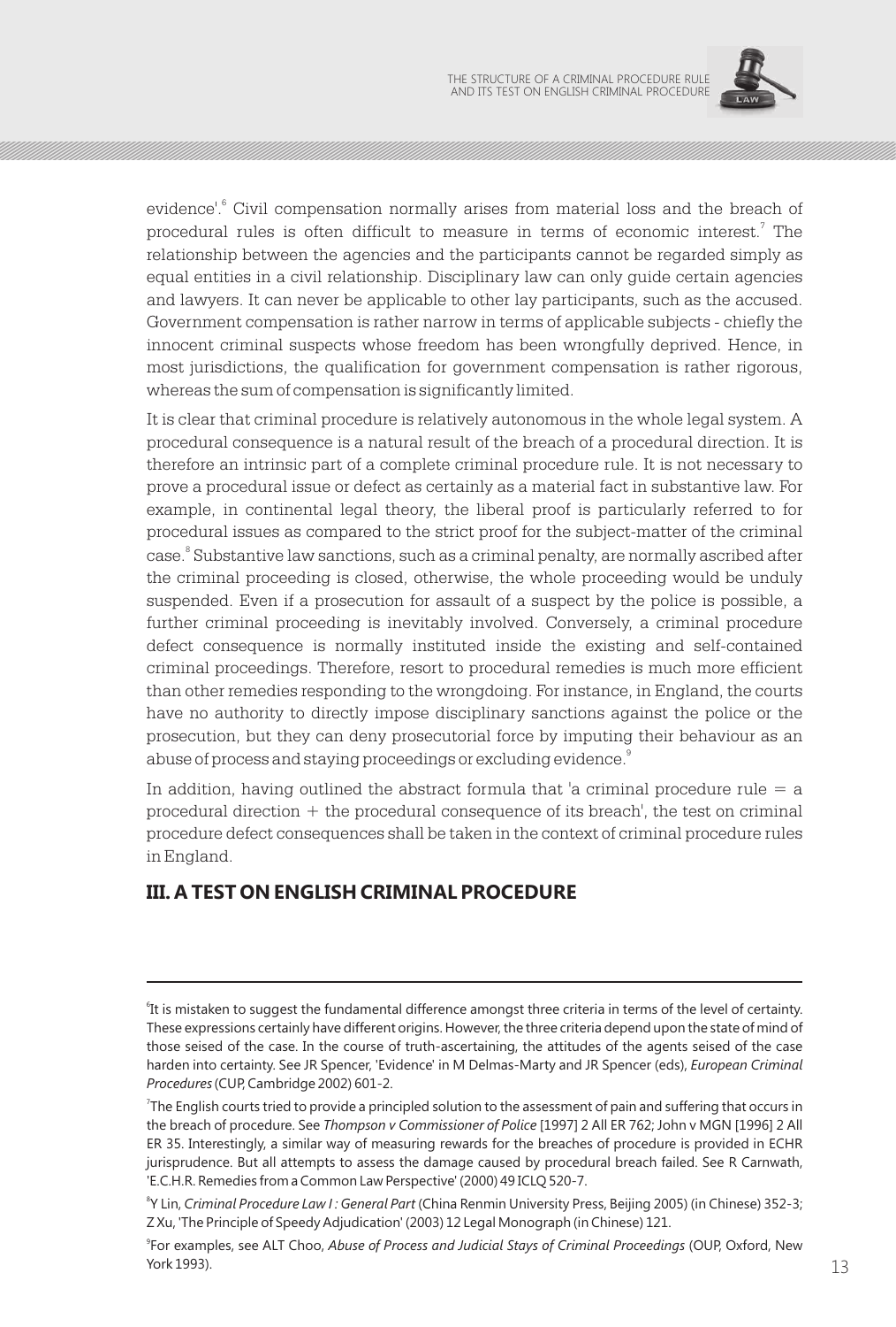evidence'.[6] Civil compensation normally arises from material loss and the breach of procedural rules is often difficult to measure in terms of economic interest.[7] The relationship between the agencies and the participants cannot be regarded simply as equal entities in a civil relationship. Disciplinary law can only guide certain agencies and lawyers. It can never be applicable to other lay participants, such as the accused. Government compensation is rather narrow in terms of applicable subjects - chiefly the innocent criminal suspects whose freedom has been wrongfully deprived. Hence, in most jurisdictions, the qualification for government compensation is rather rigorous, whereas the sum of compensation is significantly limited.

It is clear that criminal procedure is relatively autonomous in the whole legal system. A procedural consequence is a natural result of the breach of a procedural direction. It is therefore an intrinsic part of a complete criminal procedure rule. It is not necessary to prove a procedural issue or defect as certainly as a material fact in substantive law. For example, in continental legal theory, the liberal proof is particularly referred to for procedural issues as compared to the strict proof for the subject-matter of the criminal case.[8] Substantive law sanctions, such as a criminal penalty, are normally ascribed after the criminal proceeding is closed, otherwise, the whole proceeding would be unduly suspended. Even if a prosecution for assault of a suspect by the police is possible, a further criminal proceeding is inevitably involved. Conversely, a criminal procedure defect consequence is normally instituted inside the existing and self-contained criminal proceedings. Therefore, resort to procedural remedies is much more efficient than other remedies responding to the wrongdoing. For instance, in England, the courts have no authority to directly impose disciplinary sanctions against the police or the prosecution, but they can deny prosecutorial force by imputing their behaviour as an abuse of process and staying proceedings or excluding evidence.[9]

In addition, having outlined the abstract formula that 'a criminal procedure rule = a procedural direction + the procedural consequence of its breach', the test on criminal procedure defect consequences shall be taken in the context of criminal procedure rules in England.

## III. A TEST ON ENGLISH CRIMINAL PROCEDURE

---

[6] It is mistaken to suggest the fundamental difference amongst three criteria in terms of the level of certainty. These expressions certainly have different origins. However, the three criteria depend upon the state of mind of those seised of the case. In the course of truth-ascertaining, the attitudes of the agents seised of the case harden into certainty. See JR Spencer, 'Evidence' in M Delmas-Marty and JR Spencer (eds), *European Criminal Procedures* (CUP, Cambridge 2002) 601-2.

[7] The English courts tried to provide a principled solution to the assessment of pain and suffering that occurs in the breach of procedure. See *Thompson v Commissioner of Police* [1997] 2 All ER 762; John v MGN [1996] 2 All ER 35. Interestingly, a similar way of measuring rewards for the breaches of procedure is provided in ECHR jurisprudence. But all attempts to assess the damage caused by procedural breach failed. See R Carnwath, 'E.C.H.R. Remedies from a Common Law Perspective' (2000) 49 ICLQ 520-7.

[8] Y Lin, *Criminal Procedure Law I : General Part* (China Renmin University Press, Beijing 2005) (in Chinese) 352-3; Z Xu, 'The Principle of Speedy Adjudication' (2003) 12 Legal Monograph (in Chinese) 121.

[9] For examples, see ALT Choo, *Abuse of Process and Judicial Stays of Criminal Proceedings* (OUP, Oxford, New York 1993).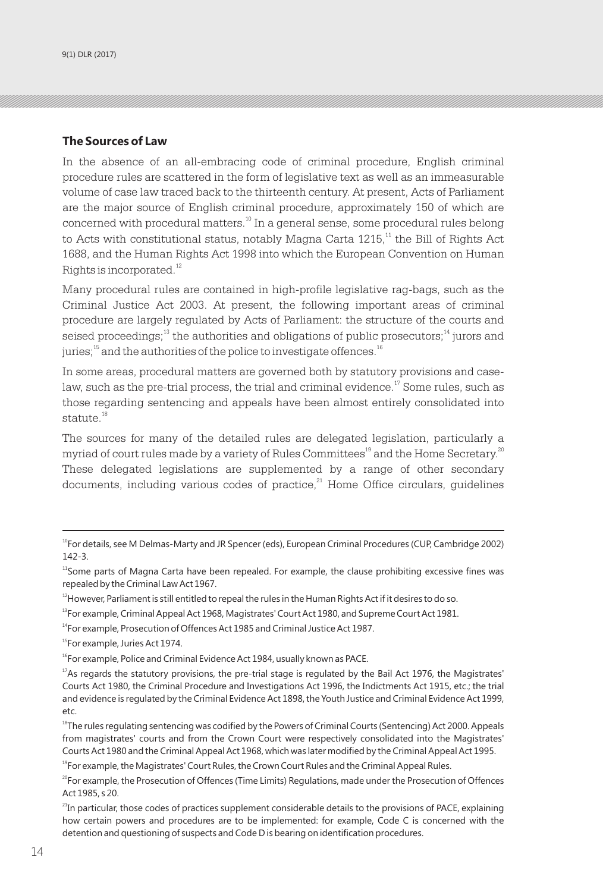## The Sources of Law

In the absence of an all-embracing code of criminal procedure, English criminal procedure rules are scattered in the form of legislative text as well as an immeasurable volume of case law traced back to the thirteenth century. At present, Acts of Parliament are the major source of English criminal procedure, approximately 150 of which are concerned with procedural matters.[10] In a general sense, some procedural rules belong to Acts with constitutional status, notably Magna Carta 1215,[11] the Bill of Rights Act 1688, and the Human Rights Act 1998 into which the European Convention on Human Rights is incorporated.[12]

Many procedural rules are contained in high-profile legislative rag-bags, such as the Criminal Justice Act 2003. At present, the following important areas of criminal procedure are largely regulated by Acts of Parliament: the structure of the courts and seised proceedings;[13] the authorities and obligations of public prosecutors;[14] jurors and juries;[15] and the authorities of the police to investigate offences.[16]

In some areas, procedural matters are governed both by statutory provisions and case-law, such as the pre-trial process, the trial and criminal evidence.[17] Some rules, such as those regarding sentencing and appeals have been almost entirely consolidated into statute.[18]

The sources for many of the detailed rules are delegated legislation, particularly a myriad of court rules made by a variety of Rules Committees[19] and the Home Secretary.[20] These delegated legislations are supplemented by a range of other secondary documents, including various codes of practice,[21] Home Office circulars, guidelines

---

[10] For details, see M Delmas-Marty and JR Spencer (eds), European Criminal Procedures (CUP, Cambridge 2002) 142-3.

[11] Some parts of Magna Carta have been repealed. For example, the clause prohibiting excessive fines was repealed by the Criminal Law Act 1967.

[12] However, Parliament is still entitled to repeal the rules in the Human Rights Act if it desires to do so.

[13] For example, Criminal Appeal Act 1968, Magistrates' Court Act 1980, and Supreme Court Act 1981.

[14] For example, Prosecution of Offences Act 1985 and Criminal Justice Act 1987.

[15] For example, Juries Act 1974.

[16] For example, Police and Criminal Evidence Act 1984, usually known as PACE.

[17] As regards the statutory provisions, the pre-trial stage is regulated by the Bail Act 1976, the Magistrates' Courts Act 1980, the Criminal Procedure and Investigations Act 1996, the Indictments Act 1915, etc.; the trial and evidence is regulated by the Criminal Evidence Act 1898, the Youth Justice and Criminal Evidence Act 1999, etc.

[18] The rules regulating sentencing was codified by the Powers of Criminal Courts (Sentencing) Act 2000. Appeals from magistrates' courts and from the Crown Court were respectively consolidated into the Magistrates' Courts Act 1980 and the Criminal Appeal Act 1968, which was later modified by the Criminal Appeal Act 1995.

[19] For example, the Magistrates' Court Rules, the Crown Court Rules and the Criminal Appeal Rules.

[20] For example, the Prosecution of Offences (Time Limits) Regulations, made under the Prosecution of Offences Act 1985, s 20.

[21] In particular, those codes of practices supplement considerable details to the provisions of PACE, explaining how certain powers and procedures are to be implemented: for example, Code C is concerned with the detention and questioning of suspects and Code D is bearing on identification procedures.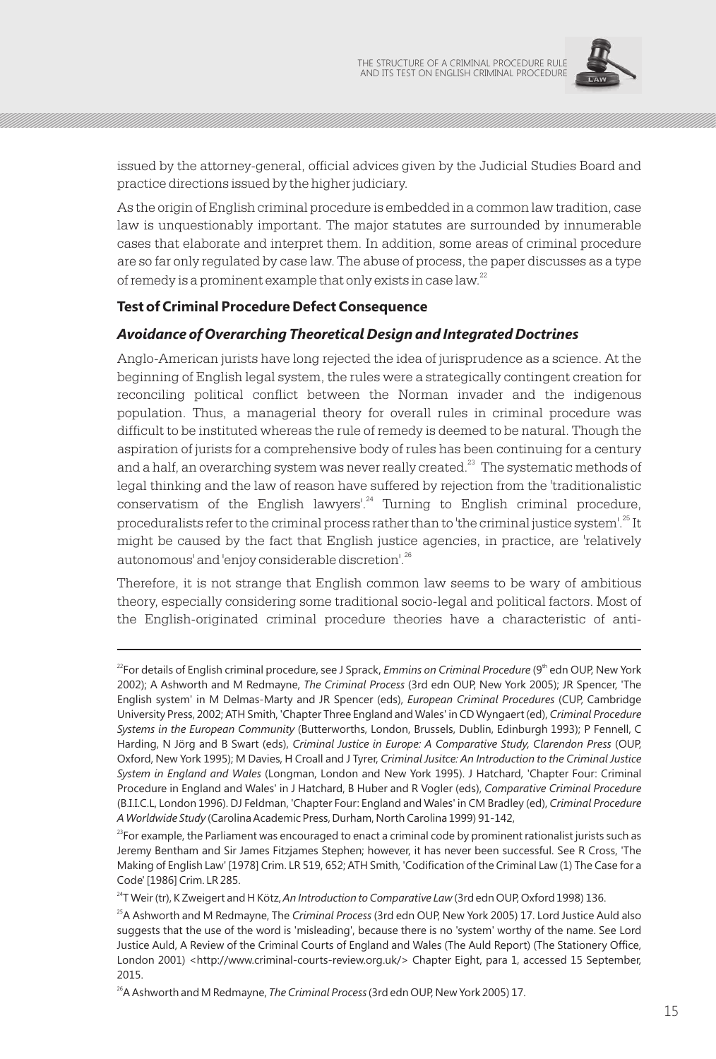issued by the attorney-general, official advices given by the Judicial Studies Board and practice directions issued by the higher judiciary.

As the origin of English criminal procedure is embedded in a common law tradition, case law is unquestionably important. The major statutes are surrounded by innumerable cases that elaborate and interpret them. In addition, some areas of criminal procedure are so far only regulated by case law. The abuse of process, the paper discusses as a type of remedy is a prominent example that only exists in case law.[22]

## Test of Criminal Procedure Defect Consequence

### *Avoidance of Overarching Theoretical Design and Integrated Doctrines*

Anglo-American jurists have long rejected the idea of jurisprudence as a science. At the beginning of English legal system, the rules were a strategically contingent creation for reconciling political conflict between the Norman invader and the indigenous population. Thus, a managerial theory for overall rules in criminal procedure was difficult to be instituted whereas the rule of remedy is deemed to be natural. Though the aspiration of jurists for a comprehensive body of rules has been continuing for a century and a half, an overarching system was never really created.[23] The systematic methods of legal thinking and the law of reason have suffered by rejection from the 'traditionalistic conservatism of the English lawyers'.[24] Turning to English criminal procedure, proceduralists refer to the criminal process rather than to 'the criminal justice system'.[25] It might be caused by the fact that English justice agencies, in practice, are 'relatively autonomous' and 'enjoy considerable discretion'.[26]

Therefore, it is not strange that English common law seems to be wary of ambitious theory, especially considering some traditional socio-legal and political factors. Most of the English-originated criminal procedure theories have a characteristic of anti-

---

[22] For details of English criminal procedure, see J Sprack, *Emmins on Criminal Procedure* (9th edn OUP, New York 2002); A Ashworth and M Redmayne, *The Criminal Process* (3rd edn OUP, New York 2005); JR Spencer, 'The English system' in M Delmas-Marty and JR Spencer (eds), *European Criminal Procedures* (CUP, Cambridge University Press, 2002; ATH Smith, 'Chapter Three England and Wales' in CD Wyngaert (ed), *Criminal Procedure Systems in the European Community* (Butterworths, London, Brussels, Dublin, Edinburgh 1993); P Fennell, C Harding, N Jörg and B Swart (eds), *Criminal Justice in Europe: A Comparative Study, Clarendon Press* (OUP, Oxford, New York 1995); M Davies, H Croall and J Tyrer, *Criminal Jusitce: An Introduction to the Criminal Justice System in England and Wales* (Longman, London and New York 1995). J Hatchard, 'Chapter Four: Criminal Procedure in England and Wales' in J Hatchard, B Huber and R Vogler (eds), *Comparative Criminal Procedure* (B.I.I.C.L, London 1996). DJ Feldman, 'Chapter Four: England and Wales' in CM Bradley (ed), *Criminal Procedure A Worldwide Study* (Carolina Academic Press, Durham, North Carolina 1999) 91-142,

[23] For example, the Parliament was encouraged to enact a criminal code by prominent rationalist jurists such as Jeremy Bentham and Sir James Fitzjames Stephen; however, it has never been successful. See R Cross, 'The Making of English Law' [1978] Crim. LR 519, 652; ATH Smith, 'Codification of the Criminal Law (1) The Case for a Code' [1986] Crim. LR 285.

[24] T Weir (tr), K Zweigert and H Kötz, *An Introduction to Comparative Law* (3rd edn OUP, Oxford 1998) 136.

[25] A Ashworth and M Redmayne, The *Criminal Process* (3rd edn OUP, New York 2005) 17. Lord Justice Auld also suggests that the use of the word is 'misleading', because there is no 'system' worthy of the name. See Lord Justice Auld, A Review of the Criminal Courts of England and Wales (The Auld Report) (The Stationery Office, London 2001) <http://www.criminal-courts-review.org.uk/> Chapter Eight, para 1, accessed 15 September, 2015.

[26] A Ashworth and M Redmayne, *The Criminal Process* (3rd edn OUP, New York 2005) 17.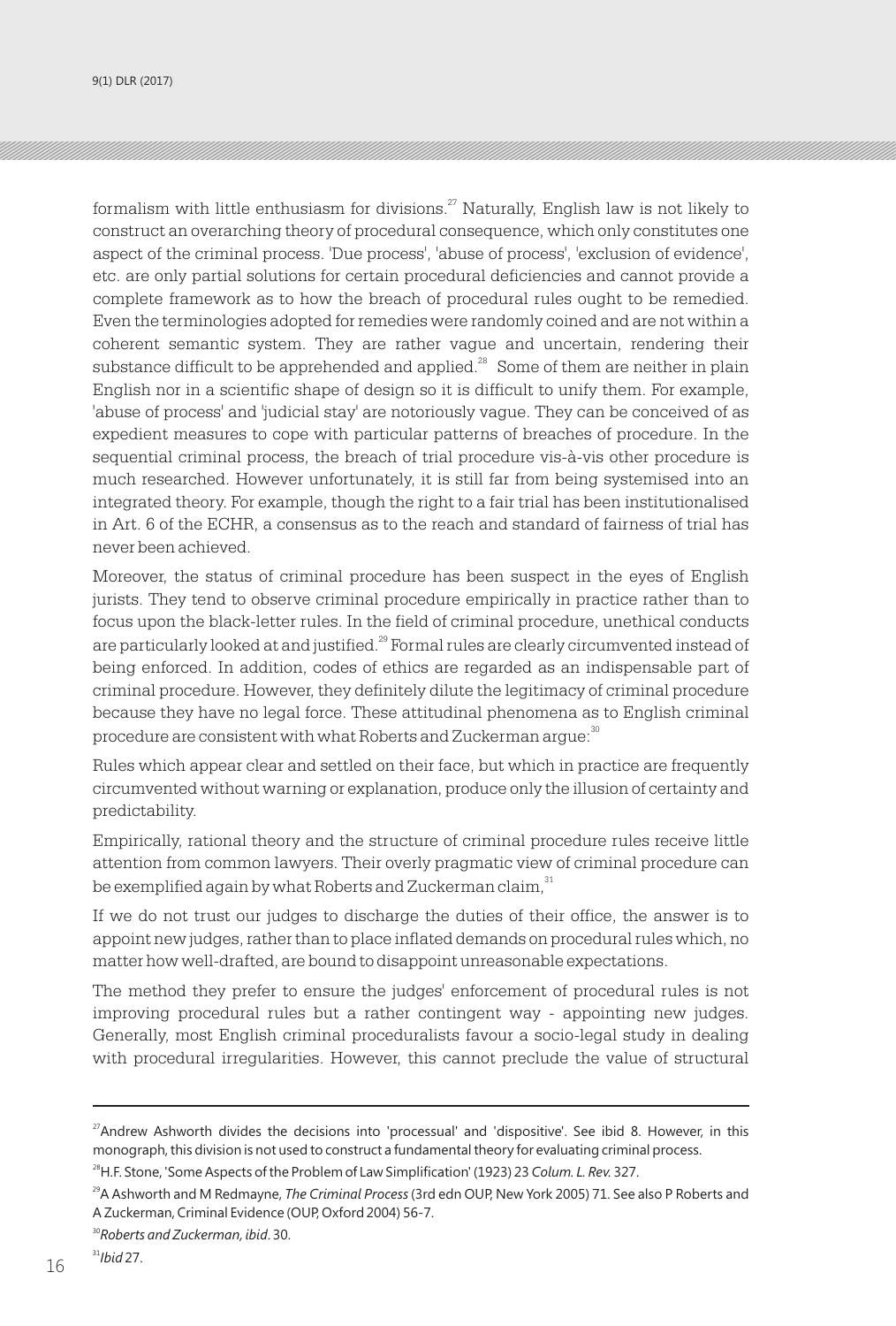formalism with little enthusiasm for divisions.[27] Naturally, English law is not likely to construct an overarching theory of procedural consequence, which only constitutes one aspect of the criminal process. 'Due process', 'abuse of process', 'exclusion of evidence', etc. are only partial solutions for certain procedural deficiencies and cannot provide a complete framework as to how the breach of procedural rules ought to be remedied. Even the terminologies adopted for remedies were randomly coined and are not within a coherent semantic system. They are rather vague and uncertain, rendering their substance difficult to be apprehended and applied.[28] Some of them are neither in plain English nor in a scientific shape of design so it is difficult to unify them. For example, 'abuse of process' and 'judicial stay' are notoriously vague. They can be conceived of as expedient measures to cope with particular patterns of breaches of procedure. In the sequential criminal process, the breach of trial procedure vis-à-vis other procedure is much researched. However unfortunately, it is still far from being systemised into an integrated theory. For example, though the right to a fair trial has been institutionalised in Art. 6 of the ECHR, a consensus as to the reach and standard of fairness of trial has never been achieved.

Moreover, the status of criminal procedure has been suspect in the eyes of English jurists. They tend to observe criminal procedure empirically in practice rather than to focus upon the black-letter rules. In the field of criminal procedure, unethical conducts are particularly looked at and justified.[29] Formal rules are clearly circumvented instead of being enforced. In addition, codes of ethics are regarded as an indispensable part of criminal procedure. However, they definitely dilute the legitimacy of criminal procedure because they have no legal force. These attitudinal phenomena as to English criminal procedure are consistent with what Roberts and Zuckerman argue:[30]

Rules which appear clear and settled on their face, but which in practice are frequently circumvented without warning or explanation, produce only the illusion of certainty and predictability.

Empirically, rational theory and the structure of criminal procedure rules receive little attention from common lawyers. Their overly pragmatic view of criminal procedure can be exemplified again by what Roberts and Zuckerman claim,[31]

If we do not trust our judges to discharge the duties of their office, the answer is to appoint new judges, rather than to place inflated demands on procedural rules which, no matter how well-drafted, are bound to disappoint unreasonable expectations.

The method they prefer to ensure the judges' enforcement of procedural rules is not improving procedural rules but a rather contingent way - appointing new judges. Generally, most English criminal proceduralists favour a socio-legal study in dealing with procedural irregularities. However, this cannot preclude the value of structural

---

[27] Andrew Ashworth divides the decisions into 'processual' and 'dispositive'. See ibid 8. However, in this monograph, this division is not used to construct a fundamental theory for evaluating criminal process.

[28] H.F. Stone, 'Some Aspects of the Problem of Law Simplification' (1923) 23 *Colum. L. Rev.* 327.

[29] A Ashworth and M Redmayne, *The Criminal Process* (3rd edn OUP, New York 2005) 71. See also P Roberts and A Zuckerman, Criminal Evidence (OUP, Oxford 2004) 56-7.

[30] *Roberts and Zuckerman, ibid*. 30.

[31] *Ibid* 27.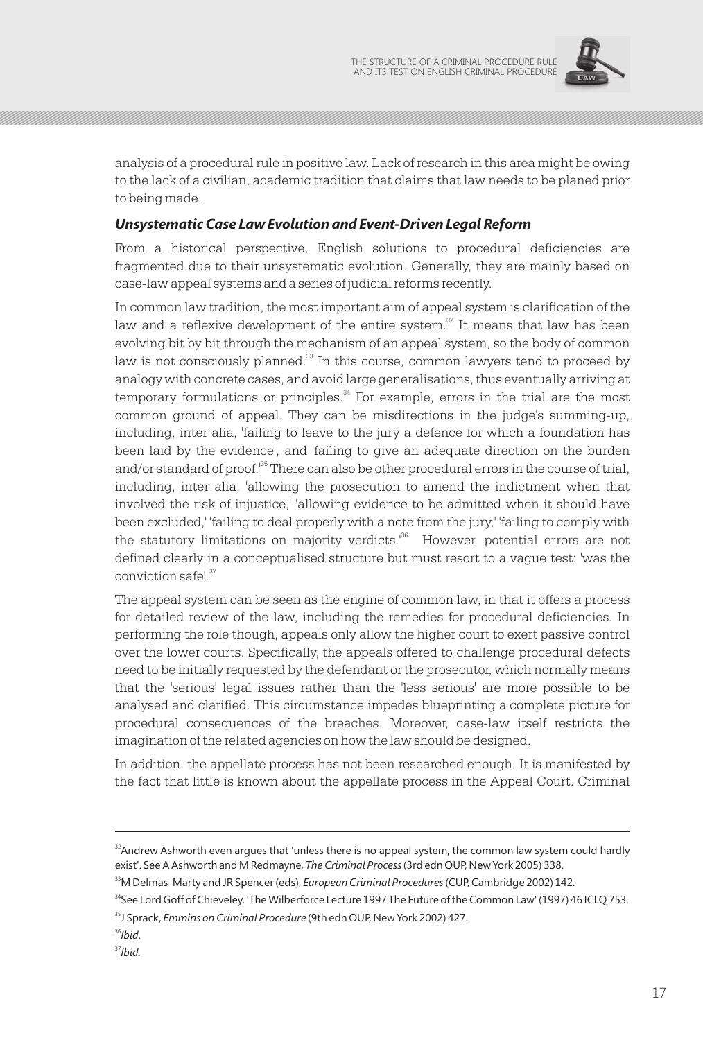analysis of a procedural rule in positive law. Lack of research in this area might be owing to the lack of a civilian, academic tradition that claims that law needs to be planed prior to being made.

### *Unsystematic Case Law Evolution and Event-Driven Legal Reform*

From a historical perspective, English solutions to procedural deficiencies are fragmented due to their unsystematic evolution. Generally, they are mainly based on case-law appeal systems and a series of judicial reforms recently.

In common law tradition, the most important aim of appeal system is clarification of the law and a reflexive development of the entire system.[32] It means that law has been evolving bit by bit through the mechanism of an appeal system, so the body of common law is not consciously planned.[33] In this course, common lawyers tend to proceed by analogy with concrete cases, and avoid large generalisations, thus eventually arriving at temporary formulations or principles.[34] For example, errors in the trial are the most common ground of appeal. They can be misdirections in the judge's summing-up, including, inter alia, 'failing to leave to the jury a defence for which a foundation has been laid by the evidence', and 'failing to give an adequate direction on the burden and/or standard of proof.'[35] There can also be other procedural errors in the course of trial, including, inter alia, 'allowing the prosecution to amend the indictment when that involved the risk of injustice,' 'allowing evidence to be admitted when it should have been excluded,' 'failing to deal properly with a note from the jury,' 'failing to comply with the statutory limitations on majority verdicts.'[36] However, potential errors are not defined clearly in a conceptualised structure but must resort to a vague test: 'was the conviction safe'.[37]

The appeal system can be seen as the engine of common law, in that it offers a process for detailed review of the law, including the remedies for procedural deficiencies. In performing the role though, appeals only allow the higher court to exert passive control over the lower courts. Specifically, the appeals offered to challenge procedural defects need to be initially requested by the defendant or the prosecutor, which normally means that the 'serious' legal issues rather than the 'less serious' are more possible to be analysed and clarified. This circumstance impedes blueprinting a complete picture for procedural consequences of the breaches. Moreover, case-law itself restricts the imagination of the related agencies on how the law should be designed.

In addition, the appellate process has not been researched enough. It is manifested by the fact that little is known about the appellate process in the Appeal Court. Criminal

---

[32] Andrew Ashworth even argues that 'unless there is no appeal system, the common law system could hardly exist'. See A Ashworth and M Redmayne, *The Criminal Process* (3rd edn OUP, New York 2005) 338.

[33] M Delmas-Marty and JR Spencer (eds), *European Criminal Procedures* (CUP, Cambridge 2002) 142.

[34] See Lord Goff of Chieveley, 'The Wilberforce Lecture 1997 The Future of the Common Law' (1997) 46 ICLQ 753.

[35] J Sprack, *Emmins on Criminal Procedure* (9th edn OUP, New York 2002) 427.

[36] *Ibid*.

[37] *Ibid.*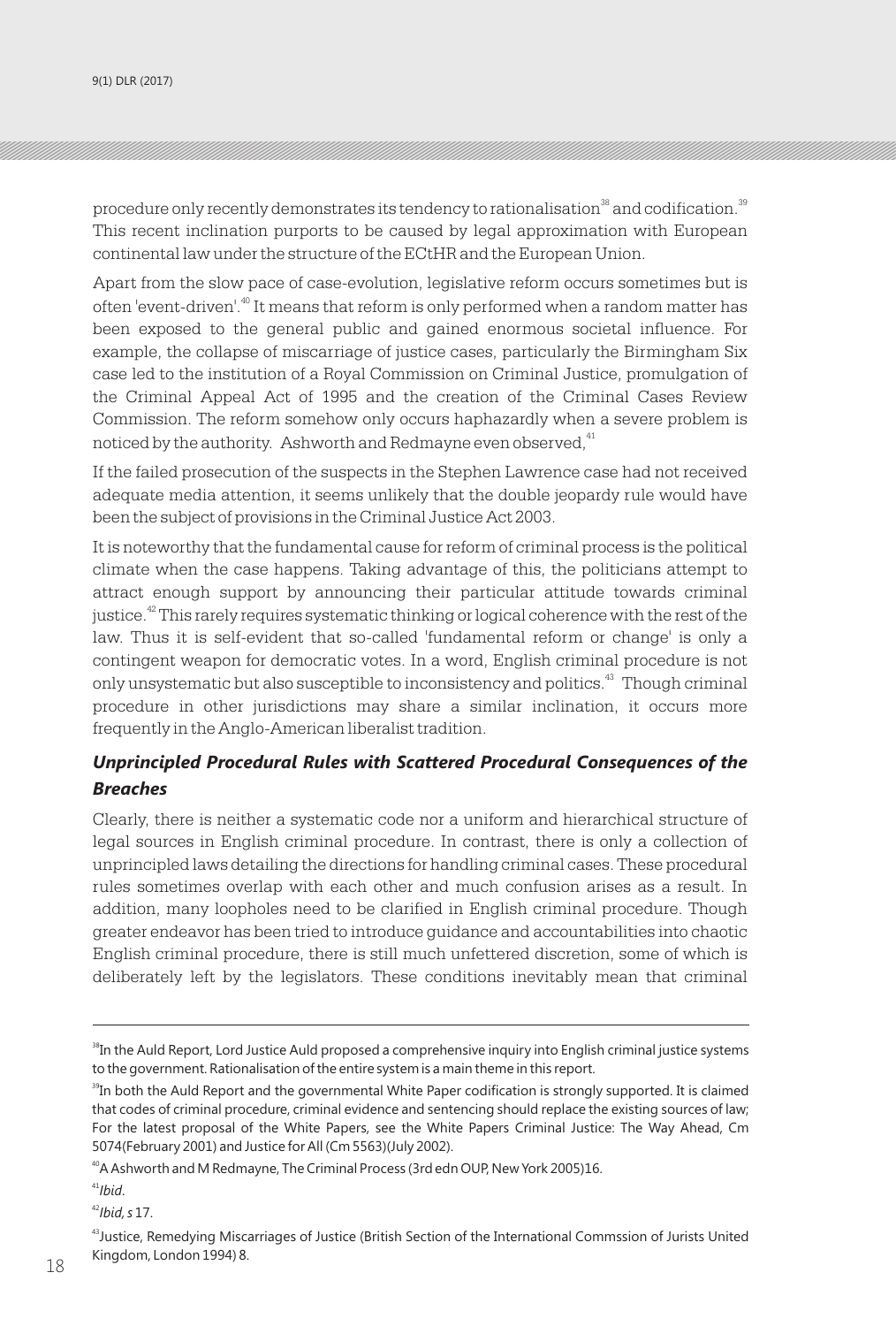procedure only recently demonstrates its tendency to rationalisation[38] and codification.[39] This recent inclination purports to be caused by legal approximation with European continental law under the structure of the ECtHR and the European Union.

Apart from the slow pace of case-evolution, legislative reform occurs sometimes but is often 'event-driven'.[40] It means that reform is only performed when a random matter has been exposed to the general public and gained enormous societal influence. For example, the collapse of miscarriage of justice cases, particularly the Birmingham Six case led to the institution of a Royal Commission on Criminal Justice, promulgation of the Criminal Appeal Act of 1995 and the creation of the Criminal Cases Review Commission. The reform somehow only occurs haphazardly when a severe problem is noticed by the authority. Ashworth and Redmayne even observed,[41]

If the failed prosecution of the suspects in the Stephen Lawrence case had not received adequate media attention, it seems unlikely that the double jeopardy rule would have been the subject of provisions in the Criminal Justice Act 2003.

It is noteworthy that the fundamental cause for reform of criminal process is the political climate when the case happens. Taking advantage of this, the politicians attempt to attract enough support by announcing their particular attitude towards criminal justice.[42] This rarely requires systematic thinking or logical coherence with the rest of the law. Thus it is self-evident that so-called 'fundamental reform or change' is only a contingent weapon for democratic votes. In a word, English criminal procedure is not only unsystematic but also susceptible to inconsistency and politics.[43] Though criminal procedure in other jurisdictions may share a similar inclination, it occurs more frequently in the Anglo-American liberalist tradition.

### *Unprincipled Procedural Rules with Scattered Procedural Consequences of the Breaches*

Clearly, there is neither a systematic code nor a uniform and hierarchical structure of legal sources in English criminal procedure. In contrast, there is only a collection of unprincipled laws detailing the directions for handling criminal cases. These procedural rules sometimes overlap with each other and much confusion arises as a result. In addition, many loopholes need to be clarified in English criminal procedure. Though greater endeavor has been tried to introduce guidance and accountabilities into chaotic English criminal procedure, there is still much unfettered discretion, some of which is deliberately left by the legislators. These conditions inevitably mean that criminal

---

[38] In the Auld Report, Lord Justice Auld proposed a comprehensive inquiry into English criminal justice systems to the government. Rationalisation of the entire system is a main theme in this report.

[39] In both the Auld Report and the governmental White Paper codification is strongly supported. It is claimed that codes of criminal procedure, criminal evidence and sentencing should replace the existing sources of law; For the latest proposal of the White Papers, see the White Papers Criminal Justice: The Way Ahead, Cm 5074(February 2001) and Justice for All (Cm 5563)(July 2002).

[40] A Ashworth and M Redmayne, The Criminal Process (3rd edn OUP, New York 2005)16.

[41] *Ibid*.

[42] *Ibid, s* 17.

[43] Justice, Remedying Miscarriages of Justice (British Section of the International Commssion of Jurists United Kingdom, London 1994) 8.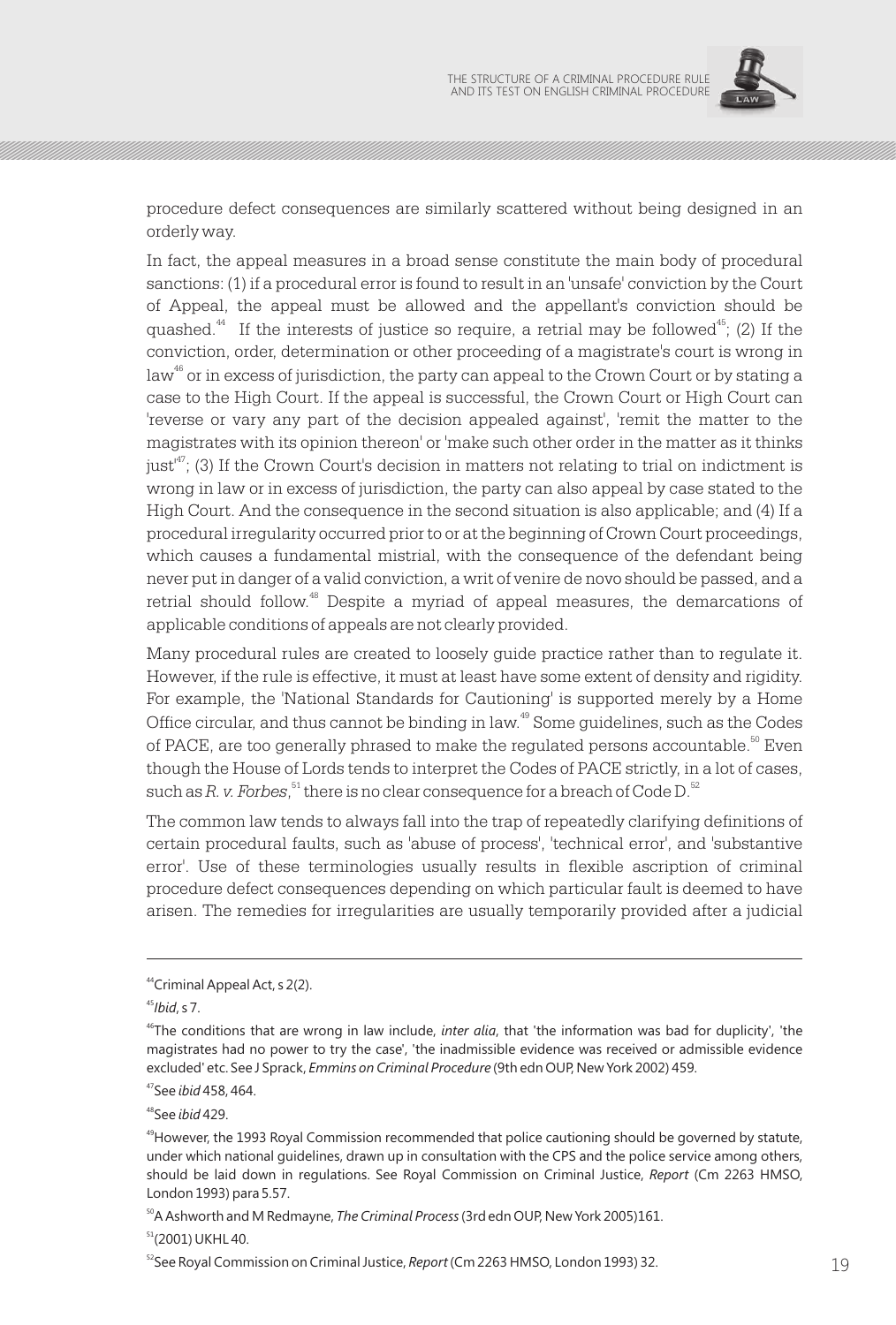procedure defect consequences are similarly scattered without being designed in an orderly way.

In fact, the appeal measures in a broad sense constitute the main body of procedural sanctions: (1) if a procedural error is found to result in an 'unsafe' conviction by the Court of Appeal, the appeal must be allowed and the appellant's conviction should be quashed.[44] If the interests of justice so require, a retrial may be followed[45]; (2) If the conviction, order, determination or other proceeding of a magistrate's court is wrong in law[46] or in excess of jurisdiction, the party can appeal to the Crown Court or by stating a case to the High Court. If the appeal is successful, the Crown Court or High Court can 'reverse or vary any part of the decision appealed against', 'remit the matter to the magistrates with its opinion thereon' or 'make such other order in the matter as it thinks just'[47]; (3) If the Crown Court's decision in matters not relating to trial on indictment is wrong in law or in excess of jurisdiction, the party can also appeal by case stated to the High Court. And the consequence in the second situation is also applicable; and (4) If a procedural irregularity occurred prior to or at the beginning of Crown Court proceedings, which causes a fundamental mistrial, with the consequence of the defendant being never put in danger of a valid conviction, a writ of venire de novo should be passed, and a retrial should follow.[48] Despite a myriad of appeal measures, the demarcations of applicable conditions of appeals are not clearly provided.

Many procedural rules are created to loosely guide practice rather than to regulate it. However, if the rule is effective, it must at least have some extent of density and rigidity. For example, the 'National Standards for Cautioning' is supported merely by a Home Office circular, and thus cannot be binding in law.[49] Some guidelines, such as the Codes of PACE, are too generally phrased to make the regulated persons accountable.[50] Even though the House of Lords tends to interpret the Codes of PACE strictly, in a lot of cases, such as *R. v. Forbes*,[51] there is no clear consequence for a breach of Code D.[52]

The common law tends to always fall into the trap of repeatedly clarifying definitions of certain procedural faults, such as 'abuse of process', 'technical error', and 'substantive error'. Use of these terminologies usually results in flexible ascription of criminal procedure defect consequences depending on which particular fault is deemed to have arisen. The remedies for irregularities are usually temporarily provided after a judicial

---

[44] Criminal Appeal Act, s 2(2).

[45] *Ibid*, s 7.

[46] The conditions that are wrong in law include, *inter alia*, that 'the information was bad for duplicity', 'the magistrates had no power to try the case', 'the inadmissible evidence was received or admissible evidence excluded' etc. See J Sprack, *Emmins on Criminal Procedure* (9th edn OUP, New York 2002) 459.

[47] See *ibid* 458, 464.

[48] See *ibid* 429.

[49] However, the 1993 Royal Commission recommended that police cautioning should be governed by statute, under which national guidelines, drawn up in consultation with the CPS and the police service among others, should be laid down in regulations. See Royal Commission on Criminal Justice, *Report* (Cm 2263 HMSO, London 1993) para 5.57.

[50] A Ashworth and M Redmayne, *The Criminal Process* (3rd edn OUP, New York 2005)161.

[51] (2001) UKHL 40.

[52] See Royal Commission on Criminal Justice, *Report* (Cm 2263 HMSO, London 1993) 32.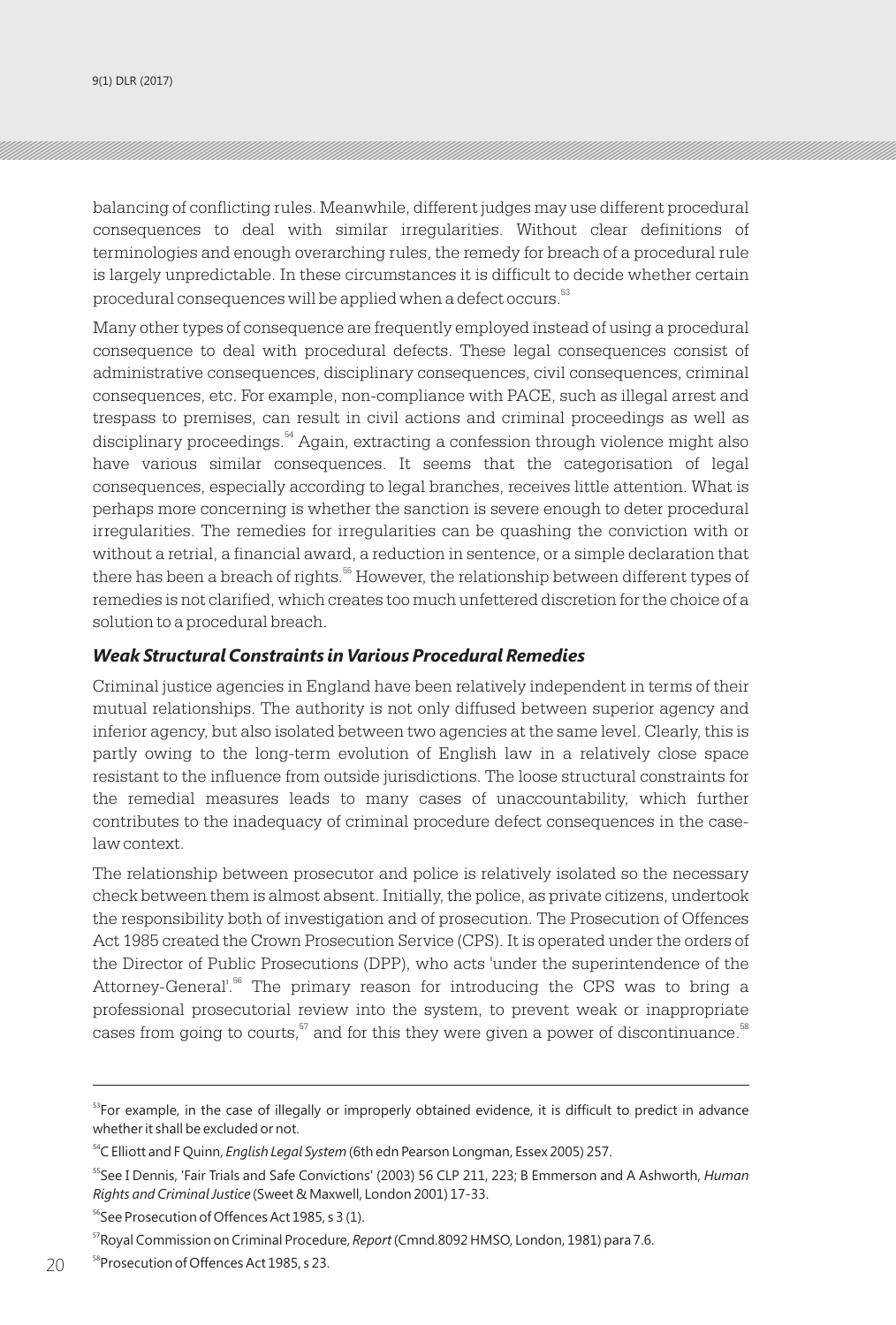balancing of conflicting rules. Meanwhile, different judges may use different procedural consequences to deal with similar irregularities. Without clear definitions of terminologies and enough overarching rules, the remedy for breach of a procedural rule is largely unpredictable. In these circumstances it is difficult to decide whether certain procedural consequences will be applied when a defect occurs.[53]

Many other types of consequence are frequently employed instead of using a procedural consequence to deal with procedural defects. These legal consequences consist of administrative consequences, disciplinary consequences, civil consequences, criminal consequences, etc. For example, non-compliance with PACE, such as illegal arrest and trespass to premises, can result in civil actions and criminal proceedings as well as disciplinary proceedings.[54] Again, extracting a confession through violence might also have various similar consequences. It seems that the categorisation of legal consequences, especially according to legal branches, receives little attention. What is perhaps more concerning is whether the sanction is severe enough to deter procedural irregularities. The remedies for irregularities can be quashing the conviction with or without a retrial, a financial award, a reduction in sentence, or a simple declaration that there has been a breach of rights.[55] However, the relationship between different types of remedies is not clarified, which creates too much unfettered discretion for the choice of a solution to a procedural breach.

### *Weak Structural Constraints in Various Procedural Remedies*

Criminal justice agencies in England have been relatively independent in terms of their mutual relationships. The authority is not only diffused between superior agency and inferior agency, but also isolated between two agencies at the same level. Clearly, this is partly owing to the long-term evolution of English law in a relatively close space resistant to the influence from outside jurisdictions. The loose structural constraints for the remedial measures leads to many cases of unaccountability, which further contributes to the inadequacy of criminal procedure defect consequences in the case-law context.

The relationship between prosecutor and police is relatively isolated so the necessary check between them is almost absent. Initially, the police, as private citizens, undertook the responsibility both of investigation and of prosecution. The Prosecution of Offences Act 1985 created the Crown Prosecution Service (CPS). It is operated under the orders of the Director of Public Prosecutions (DPP), who acts 'under the superintendence of the Attorney-General'.[56] The primary reason for introducing the CPS was to bring a professional prosecutorial review into the system, to prevent weak or inappropriate cases from going to courts,[57] and for this they were given a power of discontinuance.[58]

---

[53] For example, in the case of illegally or improperly obtained evidence, it is difficult to predict in advance whether it shall be excluded or not.

[54] C Elliott and F Quinn, *English Legal System* (6th edn Pearson Longman, Essex 2005) 257.

[55] See I Dennis, 'Fair Trials and Safe Convictions' (2003) 56 CLP 211, 223; B Emmerson and A Ashworth, *Human Rights and Criminal Justice* (Sweet & Maxwell, London 2001) 17-33.

[56] See Prosecution of Offences Act 1985, s 3 (1).

[57] Royal Commission on Criminal Procedure, *Report* (Cmnd.8092 HMSO, London, 1981) para 7.6.

[58] Prosecution of Offences Act 1985, s 23.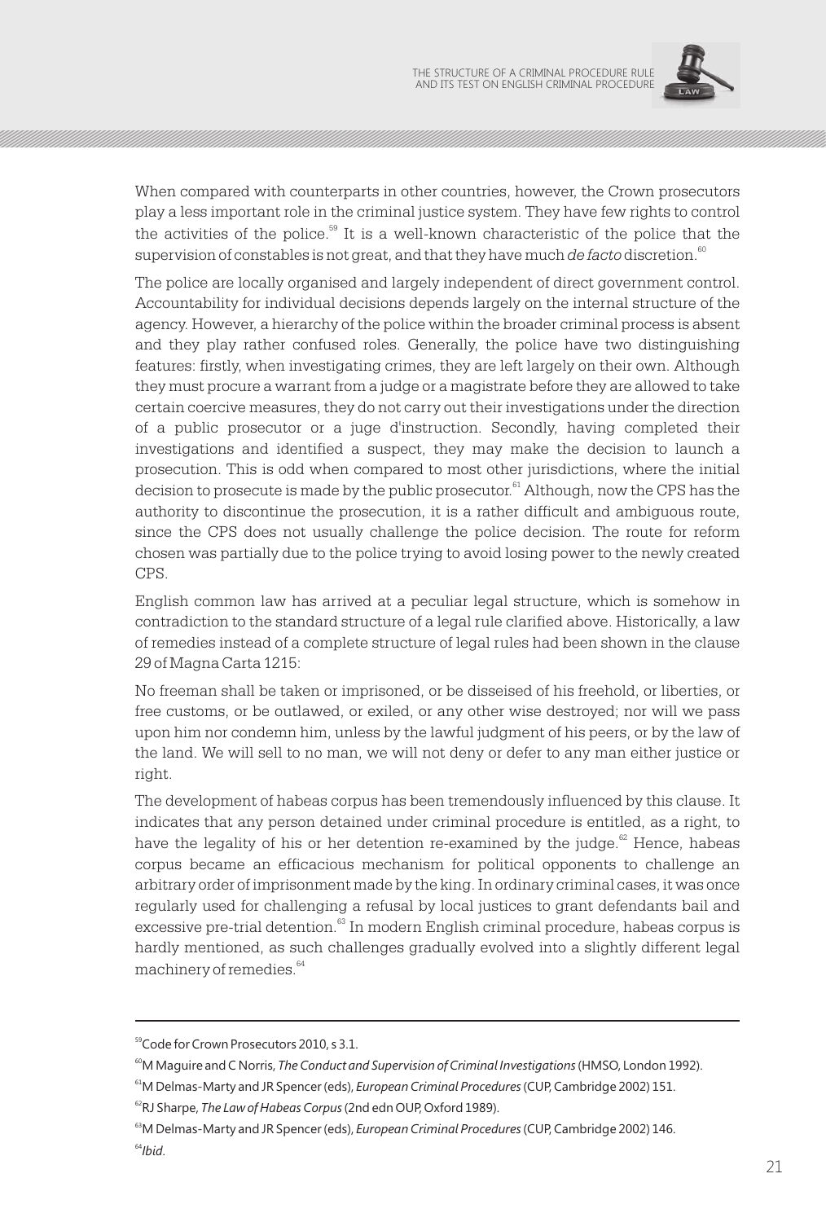When compared with counterparts in other countries, however, the Crown prosecutors play a less important role in the criminal justice system. They have few rights to control the activities of the police.[59] It is a well-known characteristic of the police that the supervision of constables is not great, and that they have much *de facto* discretion.[60]

The police are locally organised and largely independent of direct government control. Accountability for individual decisions depends largely on the internal structure of the agency. However, a hierarchy of the police within the broader criminal process is absent and they play rather confused roles. Generally, the police have two distinguishing features: firstly, when investigating crimes, they are left largely on their own. Although they must procure a warrant from a judge or a magistrate before they are allowed to take certain coercive measures, they do not carry out their investigations under the direction of a public prosecutor or a juge d'instruction. Secondly, having completed their investigations and identified a suspect, they may make the decision to launch a prosecution. This is odd when compared to most other jurisdictions, where the initial decision to prosecute is made by the public prosecutor.[61] Although, now the CPS has the authority to discontinue the prosecution, it is a rather difficult and ambiguous route, since the CPS does not usually challenge the police decision. The route for reform chosen was partially due to the police trying to avoid losing power to the newly created CPS.

English common law has arrived at a peculiar legal structure, which is somehow in contradiction to the standard structure of a legal rule clarified above. Historically, a law of remedies instead of a complete structure of legal rules had been shown in the clause 29 of Magna Carta 1215:

No freeman shall be taken or imprisoned, or be disseised of his freehold, or liberties, or free customs, or be outlawed, or exiled, or any other wise destroyed; nor will we pass upon him nor condemn him, unless by the lawful judgment of his peers, or by the law of the land. We will sell to no man, we will not deny or defer to any man either justice or right.

The development of habeas corpus has been tremendously influenced by this clause. It indicates that any person detained under criminal procedure is entitled, as a right, to have the legality of his or her detention re-examined by the judge.[62] Hence, habeas corpus became an efficacious mechanism for political opponents to challenge an arbitrary order of imprisonment made by the king. In ordinary criminal cases, it was once regularly used for challenging a refusal by local justices to grant defendants bail and excessive pre-trial detention.[63] In modern English criminal procedure, habeas corpus is hardly mentioned, as such challenges gradually evolved into a slightly different legal machinery of remedies.[64]

---

[59] Code for Crown Prosecutors 2010, s 3.1.

[60] M Maguire and C Norris, *The Conduct and Supervision of Criminal Investigations* (HMSO, London 1992).

[61] M Delmas-Marty and JR Spencer (eds), *European Criminal Procedures* (CUP, Cambridge 2002) 151.

[62] RJ Sharpe, *The Law of Habeas Corpus* (2nd edn OUP, Oxford 1989).

[63] M Delmas-Marty and JR Spencer (eds), *European Criminal Procedures* (CUP, Cambridge 2002) 146.

[64] *Ibid*.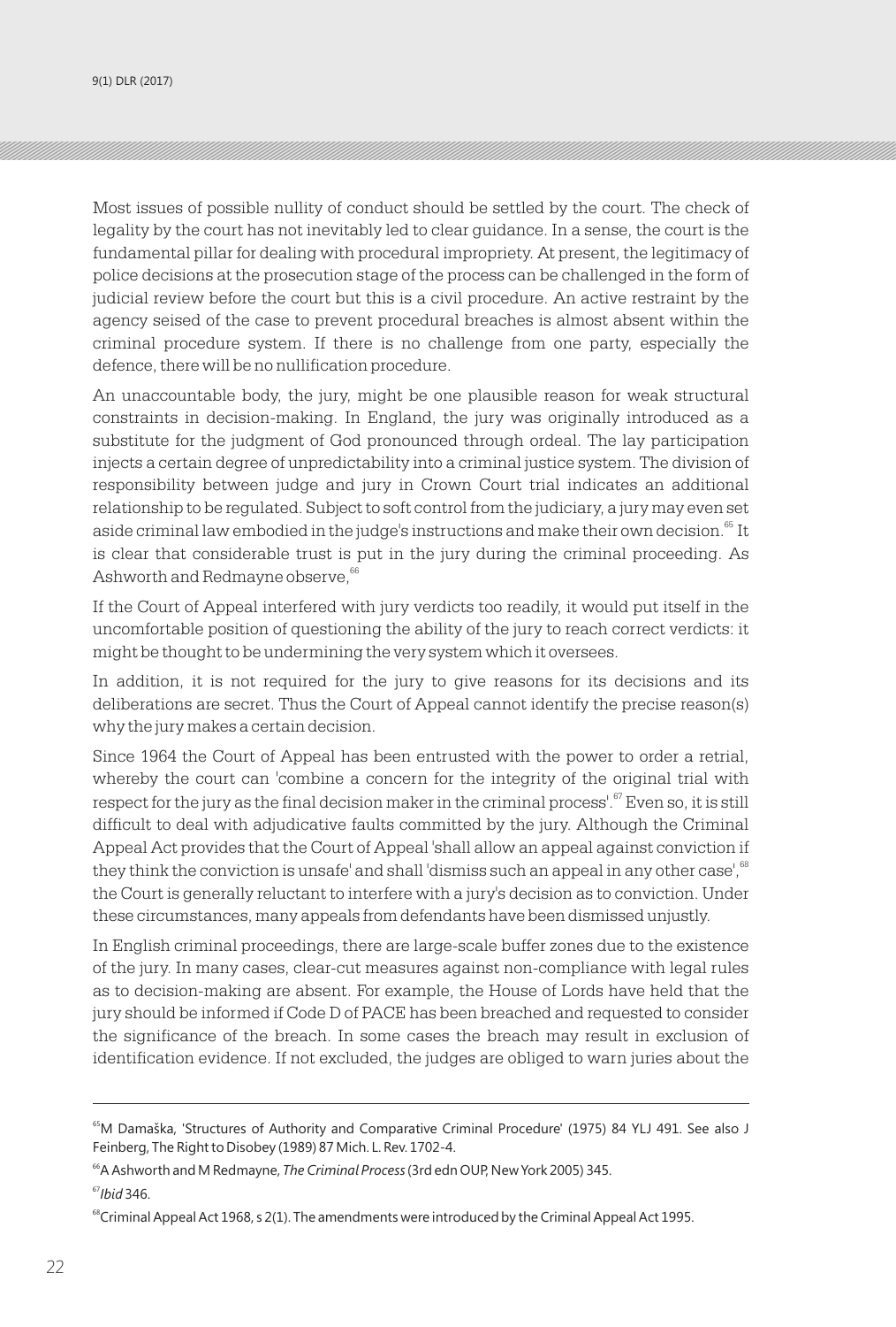Most issues of possible nullity of conduct should be settled by the court. The check of legality by the court has not inevitably led to clear guidance. In a sense, the court is the fundamental pillar for dealing with procedural impropriety. At present, the legitimacy of police decisions at the prosecution stage of the process can be challenged in the form of judicial review before the court but this is a civil procedure. An active restraint by the agency seised of the case to prevent procedural breaches is almost absent within the criminal procedure system. If there is no challenge from one party, especially the defence, there will be no nullification procedure.

An unaccountable body, the jury, might be one plausible reason for weak structural constraints in decision-making. In England, the jury was originally introduced as a substitute for the judgment of God pronounced through ordeal. The lay participation injects a certain degree of unpredictability into a criminal justice system. The division of responsibility between judge and jury in Crown Court trial indicates an additional relationship to be regulated. Subject to soft control from the judiciary, a jury may even set aside criminal law embodied in the judge's instructions and make their own decision.[65] It is clear that considerable trust is put in the jury during the criminal proceeding. As Ashworth and Redmayne observe,[66]

If the Court of Appeal interfered with jury verdicts too readily, it would put itself in the uncomfortable position of questioning the ability of the jury to reach correct verdicts: it might be thought to be undermining the very system which it oversees.

In addition, it is not required for the jury to give reasons for its decisions and its deliberations are secret. Thus the Court of Appeal cannot identify the precise reason(s) why the jury makes a certain decision.

Since 1964 the Court of Appeal has been entrusted with the power to order a retrial, whereby the court can 'combine a concern for the integrity of the original trial with respect for the jury as the final decision maker in the criminal process'.[67] Even so, it is still difficult to deal with adjudicative faults committed by the jury. Although the Criminal Appeal Act provides that the Court of Appeal 'shall allow an appeal against conviction if they think the conviction is unsafe' and shall 'dismiss such an appeal in any other case',[68] the Court is generally reluctant to interfere with a jury's decision as to conviction. Under these circumstances, many appeals from defendants have been dismissed unjustly.

In English criminal proceedings, there are large-scale buffer zones due to the existence of the jury. In many cases, clear-cut measures against non-compliance with legal rules as to decision-making are absent. For example, the House of Lords have held that the jury should be informed if Code D of PACE has been breached and requested to consider the significance of the breach. In some cases the breach may result in exclusion of identification evidence. If not excluded, the judges are obliged to warn juries about the

---

[65] M Damaška, 'Structures of Authority and Comparative Criminal Procedure' (1975) 84 YLJ 491. See also J Feinberg, The Right to Disobey (1989) 87 Mich. L. Rev. 1702-4.

[66] A Ashworth and M Redmayne, *The Criminal Process* (3rd edn OUP, New York 2005) 345.

[67] *Ibid* 346.

[68] Criminal Appeal Act 1968, s 2(1). The amendments were introduced by the Criminal Appeal Act 1995.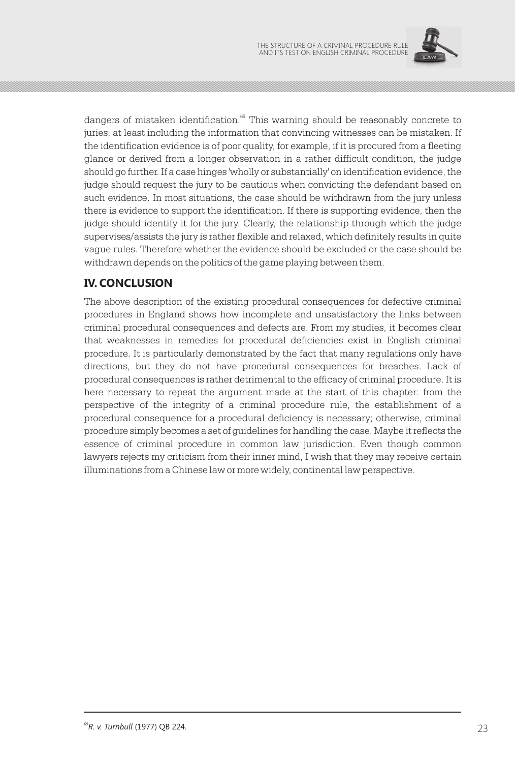dangers of mistaken identification.[69] This warning should be reasonably concrete to juries, at least including the information that convincing witnesses can be mistaken. If the identification evidence is of poor quality, for example, if it is procured from a fleeting glance or derived from a longer observation in a rather difficult condition, the judge should go further. If a case hinges 'wholly or substantially' on identification evidence, the judge should request the jury to be cautious when convicting the defendant based on such evidence. In most situations, the case should be withdrawn from the jury unless there is evidence to support the identification. If there is supporting evidence, then the judge should identify it for the jury. Clearly, the relationship through which the judge supervises/assists the jury is rather flexible and relaxed, which definitely results in quite vague rules. Therefore whether the evidence should be excluded or the case should be withdrawn depends on the politics of the game playing between them.

## IV. CONCLUSION

The above description of the existing procedural consequences for defective criminal procedures in England shows how incomplete and unsatisfactory the links between criminal procedural consequences and defects are. From my studies, it becomes clear that weaknesses in remedies for procedural deficiencies exist in English criminal procedure. It is particularly demonstrated by the fact that many regulations only have directions, but they do not have procedural consequences for breaches. Lack of procedural consequences is rather detrimental to the efficacy of criminal procedure. It is here necessary to repeat the argument made at the start of this chapter: from the perspective of the integrity of a criminal procedure rule, the establishment of a procedural consequence for a procedural deficiency is necessary; otherwise, criminal procedure simply becomes a set of guidelines for handling the case. Maybe it reflects the essence of criminal procedure in common law jurisdiction. Even though common lawyers rejects my criticism from their inner mind, I wish that they may receive certain illuminations from a Chinese law or more widely, continental law perspective.

---

[69] *R. v. Turnbull* (1977) QB 224.